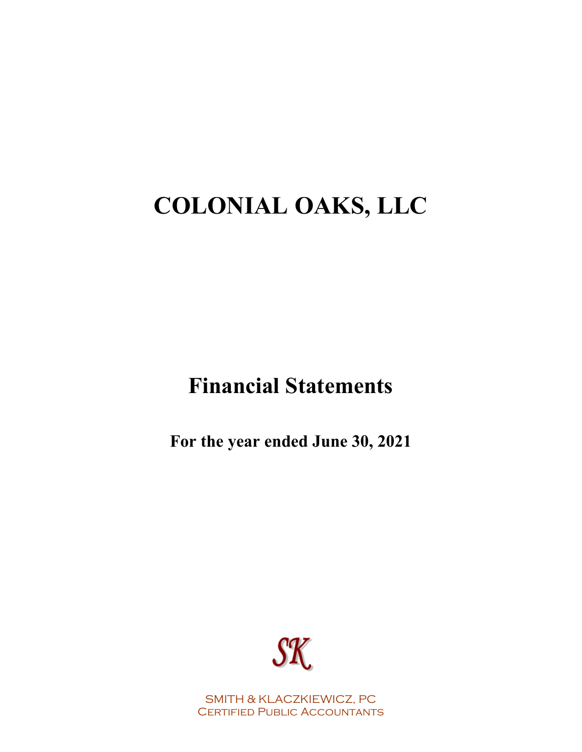# COLONIAL OAKS, LLC

## Financial Statements

### For the year ended June 30, 2021

SK

SMITH & KLACZKIEWICZ, PC
Certified Public Accountants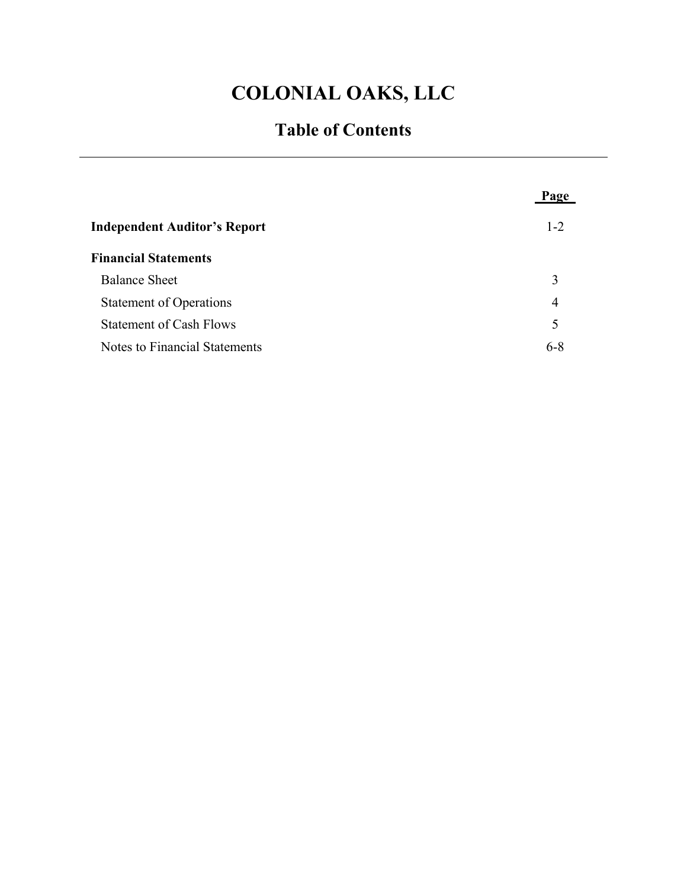# COLONIAL OAKS, LLC

## Table of Contents

| | Page |
|---|---|
| **Independent Auditor's Report** | 1-2 |
| **Financial Statements** | |
| Balance Sheet | 3 |
| Statement of Operations | 4 |
| Statement of Cash Flows | 5 |
| Notes to Financial Statements | 6-8 |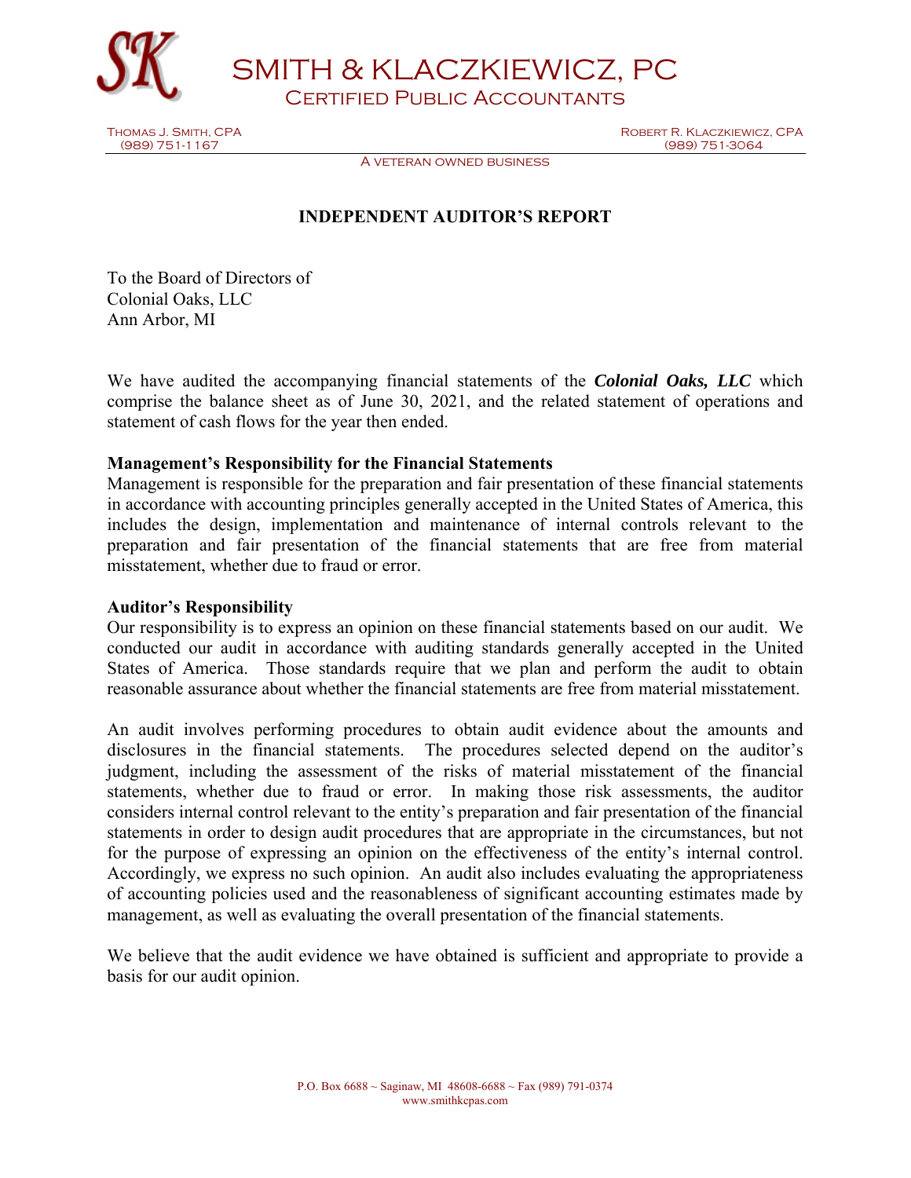SMITH & KLACZKIEWICZ, PC
CERTIFIED PUBLIC ACCOUNTANTS

THOMAS J. SMITH, CPA
(989) 751-1167

ROBERT R. KLACZKIEWICZ, CPA
(989) 751-3064

A VETERAN OWNED BUSINESS

# INDEPENDENT AUDITOR'S REPORT

To the Board of Directors of
Colonial Oaks, LLC
Ann Arbor, MI

We have audited the accompanying financial statements of the ***Colonial Oaks, LLC*** which comprise the balance sheet as of June 30, 2021, and the related statement of operations and statement of cash flows for the year then ended.

**Management's Responsibility for the Financial Statements**
Management is responsible for the preparation and fair presentation of these financial statements in accordance with accounting principles generally accepted in the United States of America, this includes the design, implementation and maintenance of internal controls relevant to the preparation and fair presentation of the financial statements that are free from material misstatement, whether due to fraud or error.

**Auditor's Responsibility**
Our responsibility is to express an opinion on these financial statements based on our audit. We conducted our audit in accordance with auditing standards generally accepted in the United States of America. Those standards require that we plan and perform the audit to obtain reasonable assurance about whether the financial statements are free from material misstatement.

An audit involves performing procedures to obtain audit evidence about the amounts and disclosures in the financial statements. The procedures selected depend on the auditor's judgment, including the assessment of the risks of material misstatement of the financial statements, whether due to fraud or error. In making those risk assessments, the auditor considers internal control relevant to the entity's preparation and fair presentation of the financial statements in order to design audit procedures that are appropriate in the circumstances, but not for the purpose of expressing an opinion on the effectiveness of the entity's internal control. Accordingly, we express no such opinion. An audit also includes evaluating the appropriateness of accounting policies used and the reasonableness of significant accounting estimates made by management, as well as evaluating the overall presentation of the financial statements.

We believe that the audit evidence we have obtained is sufficient and appropriate to provide a basis for our audit opinion.

P.O. Box 6688 ~ Saginaw, MI 48608-6688 ~ Fax (989) 791-0374
www.smithkcpas.com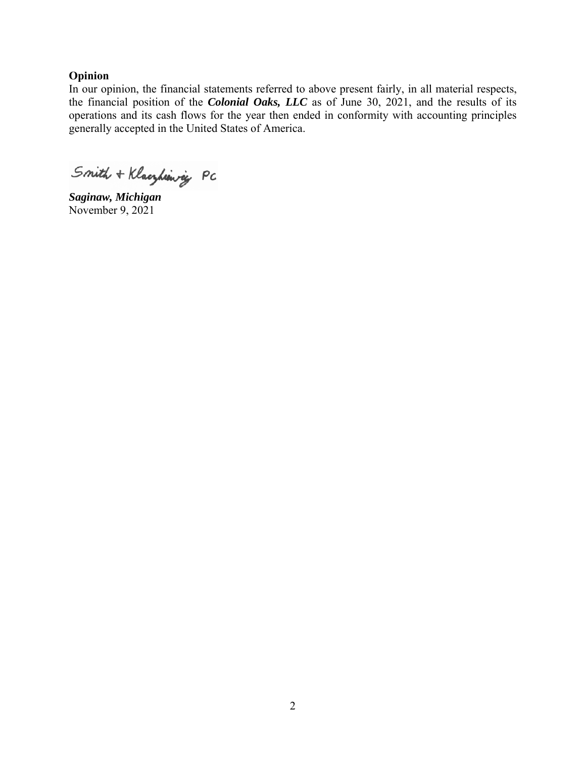**Opinion**

In our opinion, the financial statements referred to above present fairly, in all material respects, the financial position of the ***Colonial Oaks, LLC*** as of June 30, 2021, and the results of its operations and its cash flows for the year then ended in conformity with accounting principles generally accepted in the United States of America.

Smith + Klaczkiewicz PC

***Saginaw, Michigan***
November 9, 2021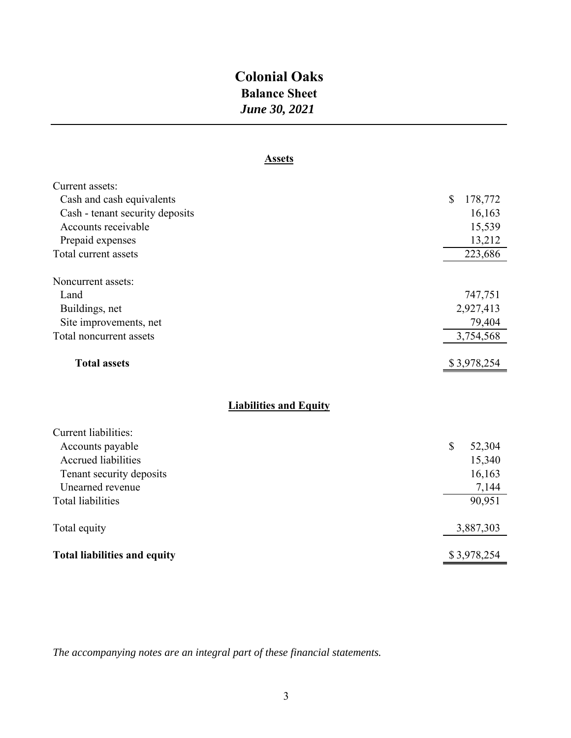# Colonial Oaks

## Balance Sheet

### *June 30, 2021*

**Assets**

| | |
|---|---|
| Current assets: | |
| Cash and cash equivalents | $ 178,772 |
| Cash - tenant security deposits | 16,163 |
| Accounts receivable | 15,539 |
| Prepaid expenses | 13,212 |
| Total current assets | 223,686 |
| | |
| Noncurrent assets: | |
| Land | 747,751 |
| Buildings, net | 2,927,413 |
| Site improvements, net | 79,404 |
| Total noncurrent assets | 3,754,568 |
| | |
| **Total assets** | $ 3,978,254 |

**Liabilities and Equity**

| | |
|---|---|
| Current liabilities: | |
| Accounts payable | $ 52,304 |
| Accrued liabilities | 15,340 |
| Tenant security deposits | 16,163 |
| Unearned revenue | 7,144 |
| Total liabilities | 90,951 |
| | |
| Total equity | 3,887,303 |
| | |
| **Total liabilities and equity** | $ 3,978,254 |

*The accompanying notes are an integral part of these financial statements.*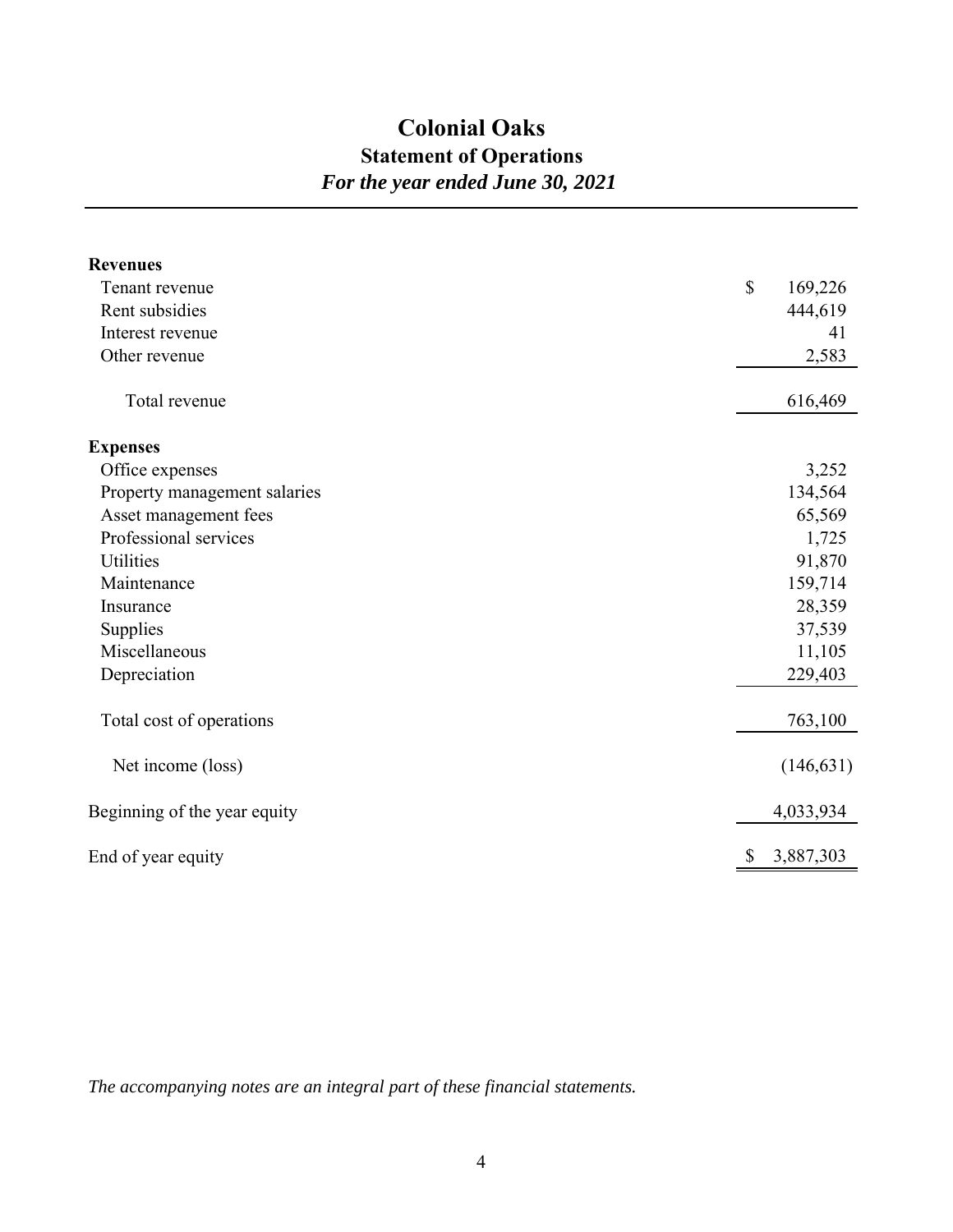# Colonial Oaks

## Statement of Operations

### *For the year ended June 30, 2021*

| | |
|---|---|
| **Revenues** | |
| Tenant revenue | $ 169,226 |
| Rent subsidies | 444,619 |
| Interest revenue | 41 |
| Other revenue | 2,583 |
| Total revenue | 616,469 |
| **Expenses** | |
| Office expenses | 3,252 |
| Property management salaries | 134,564 |
| Asset management fees | 65,569 |
| Professional services | 1,725 |
| Utilities | 91,870 |
| Maintenance | 159,714 |
| Insurance | 28,359 |
| Supplies | 37,539 |
| Miscellaneous | 11,105 |
| Depreciation | 229,403 |
| Total cost of operations | 763,100 |
| Net income (loss) | (146,631) |
| Beginning of the year equity | 4,033,934 |
| End of year equity | $ 3,887,303 |

*The accompanying notes are an integral part of these financial statements.*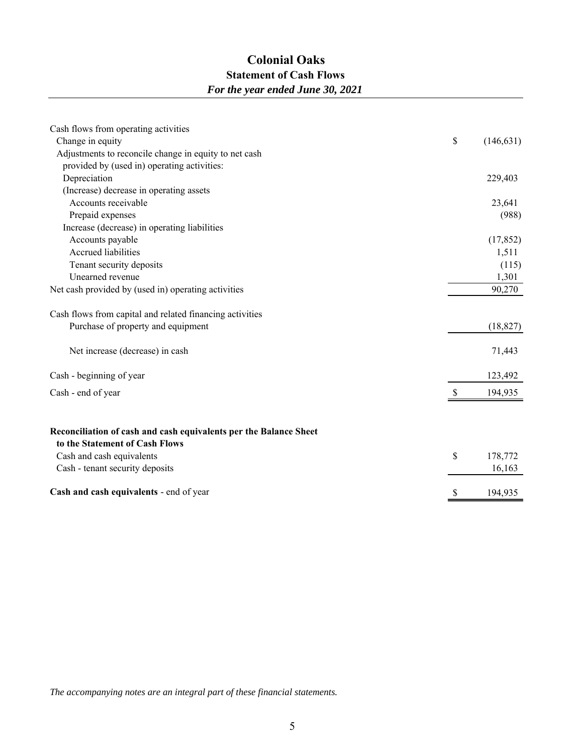# Colonial Oaks

## Statement of Cash Flows

### *For the year ended June 30, 2021*

| | |
|---|---|
| Cash flows from operating activities | |
| Change in equity | $ (146,631) |
| Adjustments to reconcile change in equity to net cash provided by (used in) operating activities: | |
| Depreciation | 229,403 |
| (Increase) decrease in operating assets | |
| Accounts receivable | 23,641 |
| Prepaid expenses | (988) |
| Increase (decrease) in operating liabilities | |
| Accounts payable | (17,852) |
| Accrued liabilities | 1,511 |
| Tenant security deposits | (115) |
| Unearned revenue | 1,301 |
| Net cash provided by (used in) operating activities | 90,270 |
| | |
| Cash flows from capital and related financing activities | |
| Purchase of property and equipment | (18,827) |
| | |
| Net increase (decrease) in cash | 71,443 |
| | |
| Cash - beginning of year | 123,492 |
| Cash - end of year | $ 194,935 |

| | |
|---|---|
| **Reconciliation of cash and cash equivalents per the Balance Sheet to the Statement of Cash Flows** | |
| Cash and cash equivalents | $ 178,772 |
| Cash - tenant security deposits | 16,163 |
| **Cash and cash equivalents** - end of year | $ 194,935 |

*The accompanying notes are an integral part of these financial statements.*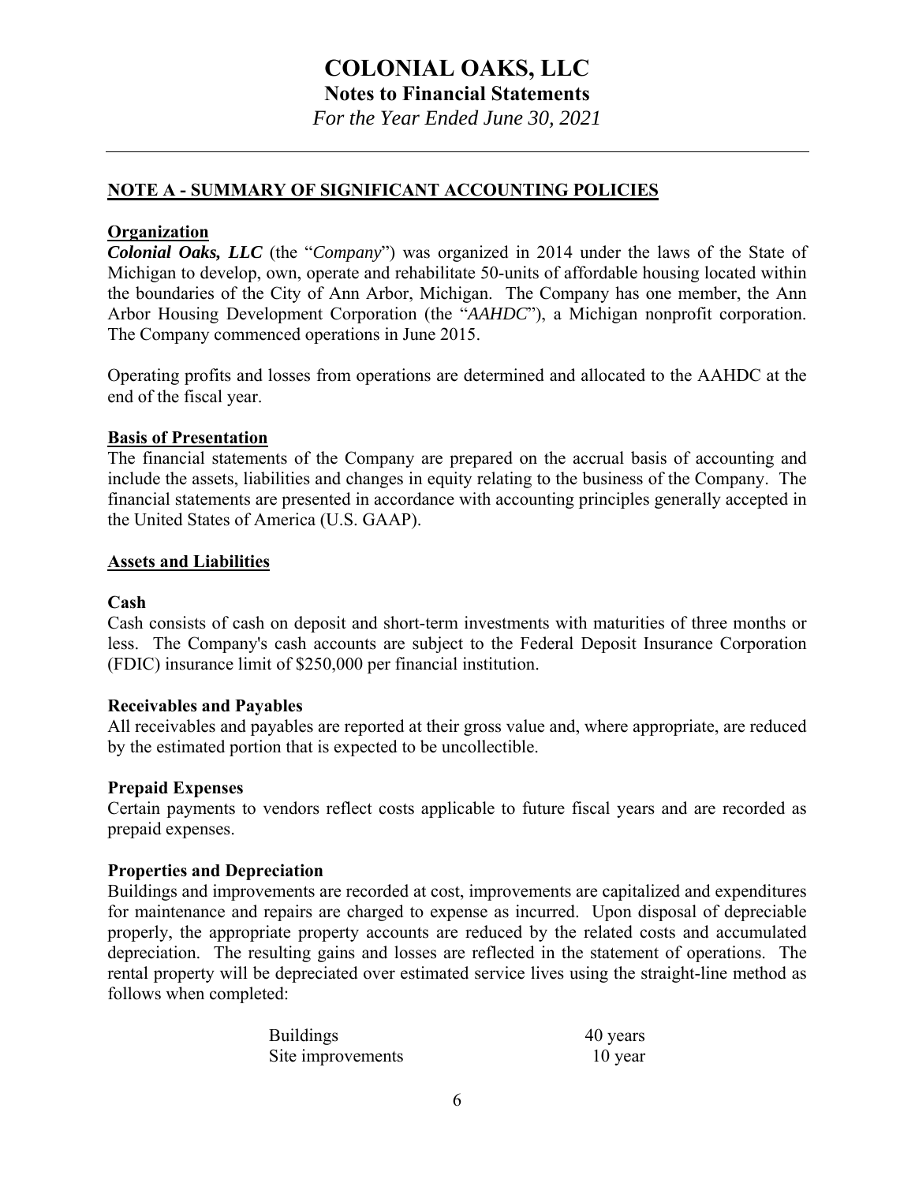# COLONIAL OAKS, LLC

## Notes to Financial Statements

*For the Year Ended June 30, 2021*

---

## NOTE A - SUMMARY OF SIGNIFICANT ACCOUNTING POLICIES

### Organization

***Colonial Oaks, LLC*** (the "*Company*") was organized in 2014 under the laws of the State of Michigan to develop, own, operate and rehabilitate 50-units of affordable housing located within the boundaries of the City of Ann Arbor, Michigan. The Company has one member, the Ann Arbor Housing Development Corporation (the "*AAHDC*"), a Michigan nonprofit corporation. The Company commenced operations in June 2015.

Operating profits and losses from operations are determined and allocated to the AAHDC at the end of the fiscal year.

### Basis of Presentation

The financial statements of the Company are prepared on the accrual basis of accounting and include the assets, liabilities and changes in equity relating to the business of the Company. The financial statements are presented in accordance with accounting principles generally accepted in the United States of America (U.S. GAAP).

### Assets and Liabilities

**Cash**

Cash consists of cash on deposit and short-term investments with maturities of three months or less. The Company's cash accounts are subject to the Federal Deposit Insurance Corporation (FDIC) insurance limit of $250,000 per financial institution.

**Receivables and Payables**

All receivables and payables are reported at their gross value and, where appropriate, are reduced by the estimated portion that is expected to be uncollectible.

**Prepaid Expenses**

Certain payments to vendors reflect costs applicable to future fiscal years and are recorded as prepaid expenses.

**Properties and Depreciation**

Buildings and improvements are recorded at cost, improvements are capitalized and expenditures for maintenance and repairs are charged to expense as incurred. Upon disposal of depreciable properly, the appropriate property accounts are reduced by the related costs and accumulated depreciation. The resulting gains and losses are reflected in the statement of operations. The rental property will be depreciated over estimated service lives using the straight-line method as follows when completed:

| | |
|---|---|
| Buildings | 40 years |
| Site improvements | 10 year |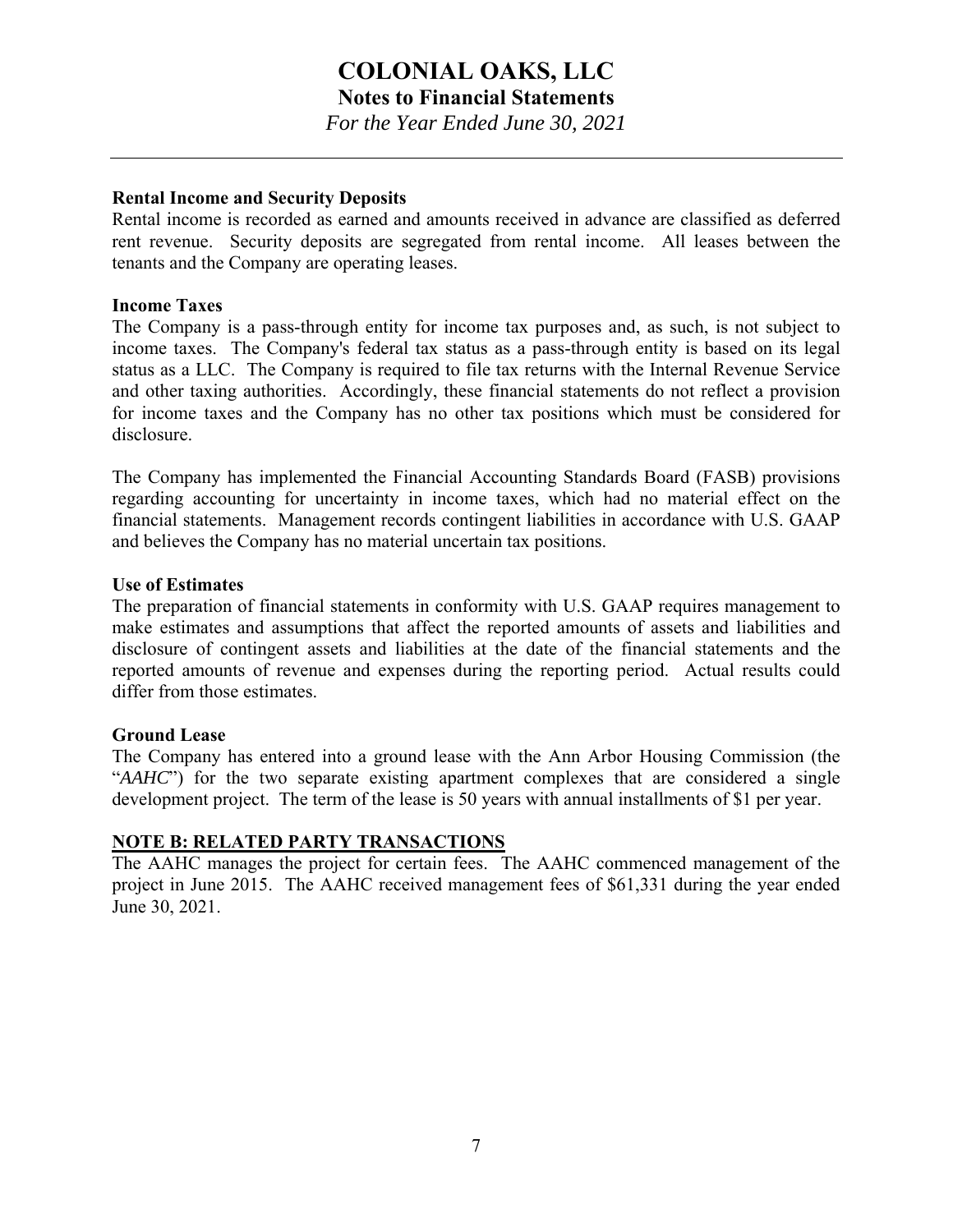# COLONIAL OAKS, LLC
## Notes to Financial Statements
*For the Year Ended June 30, 2021*

**Rental Income and Security Deposits**
Rental income is recorded as earned and amounts received in advance are classified as deferred rent revenue. Security deposits are segregated from rental income. All leases between the tenants and the Company are operating leases.

**Income Taxes**
The Company is a pass-through entity for income tax purposes and, as such, is not subject to income taxes. The Company's federal tax status as a pass-through entity is based on its legal status as a LLC. The Company is required to file tax returns with the Internal Revenue Service and other taxing authorities. Accordingly, these financial statements do not reflect a provision for income taxes and the Company has no other tax positions which must be considered for disclosure.

The Company has implemented the Financial Accounting Standards Board (FASB) provisions regarding accounting for uncertainty in income taxes, which had no material effect on the financial statements. Management records contingent liabilities in accordance with U.S. GAAP and believes the Company has no material uncertain tax positions.

**Use of Estimates**
The preparation of financial statements in conformity with U.S. GAAP requires management to make estimates and assumptions that affect the reported amounts of assets and liabilities and disclosure of contingent assets and liabilities at the date of the financial statements and the reported amounts of revenue and expenses during the reporting period. Actual results could differ from those estimates.

**Ground Lease**
The Company has entered into a ground lease with the Ann Arbor Housing Commission (the "*AAHC*") for the two separate existing apartment complexes that are considered a single development project. The term of the lease is 50 years with annual installments of $1 per year.

**NOTE B: RELATED PARTY TRANSACTIONS**
The AAHC manages the project for certain fees. The AAHC commenced management of the project in June 2015. The AAHC received management fees of $61,331 during the year ended June 30, 2021.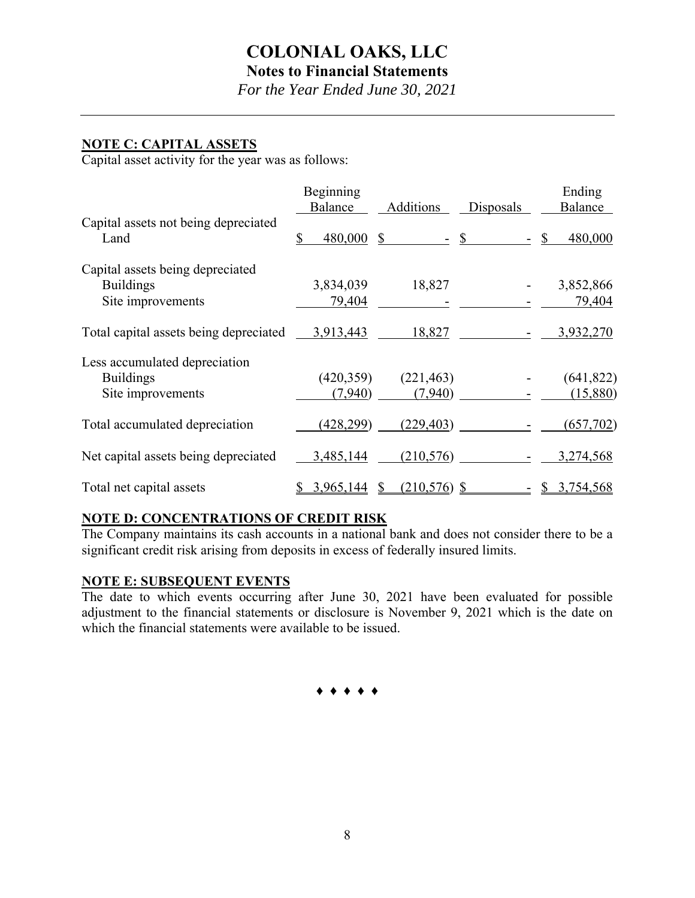# COLONIAL OAKS, LLC

## Notes to Financial Statements

*For the Year Ended June 30, 2021*

### NOTE C: CAPITAL ASSETS

Capital asset activity for the year was as follows:

| | Beginning Balance | Additions | Disposals | Ending Balance |
|---|---|---|---|---|
| Capital assets not being depreciated | | | | |
| Land | $ 480,000 | $ - | $ - | $ 480,000 |
| Capital assets being depreciated | | | | |
| Buildings | 3,834,039 | 18,827 | - | 3,852,866 |
| Site improvements | 79,404 | - | - | 79,404 |
| Total capital assets being depreciated | 3,913,443 | 18,827 | - | 3,932,270 |
| Less accumulated depreciation | | | | |
| Buildings | (420,359) | (221,463) | - | (641,822) |
| Site improvements | (7,940) | (7,940) | - | (15,880) |
| Total accumulated depreciation | (428,299) | (229,403) | - | (657,702) |
| Net capital assets being depreciated | 3,485,144 | (210,576) | - | 3,274,568 |
| Total net capital assets | $ 3,965,144 | $ (210,576) | $ - | $ 3,754,568 |

### NOTE D: CONCENTRATIONS OF CREDIT RISK

The Company maintains its cash accounts in a national bank and does not consider there to be a significant credit risk arising from deposits in excess of federally insured limits.

### NOTE E: SUBSEQUENT EVENTS

The date to which events occurring after June 30, 2021 have been evaluated for possible adjustment to the financial statements or disclosure is November 9, 2021 which is the date on which the financial statements were available to be issued.

♦ ♦ ♦ ♦ ♦